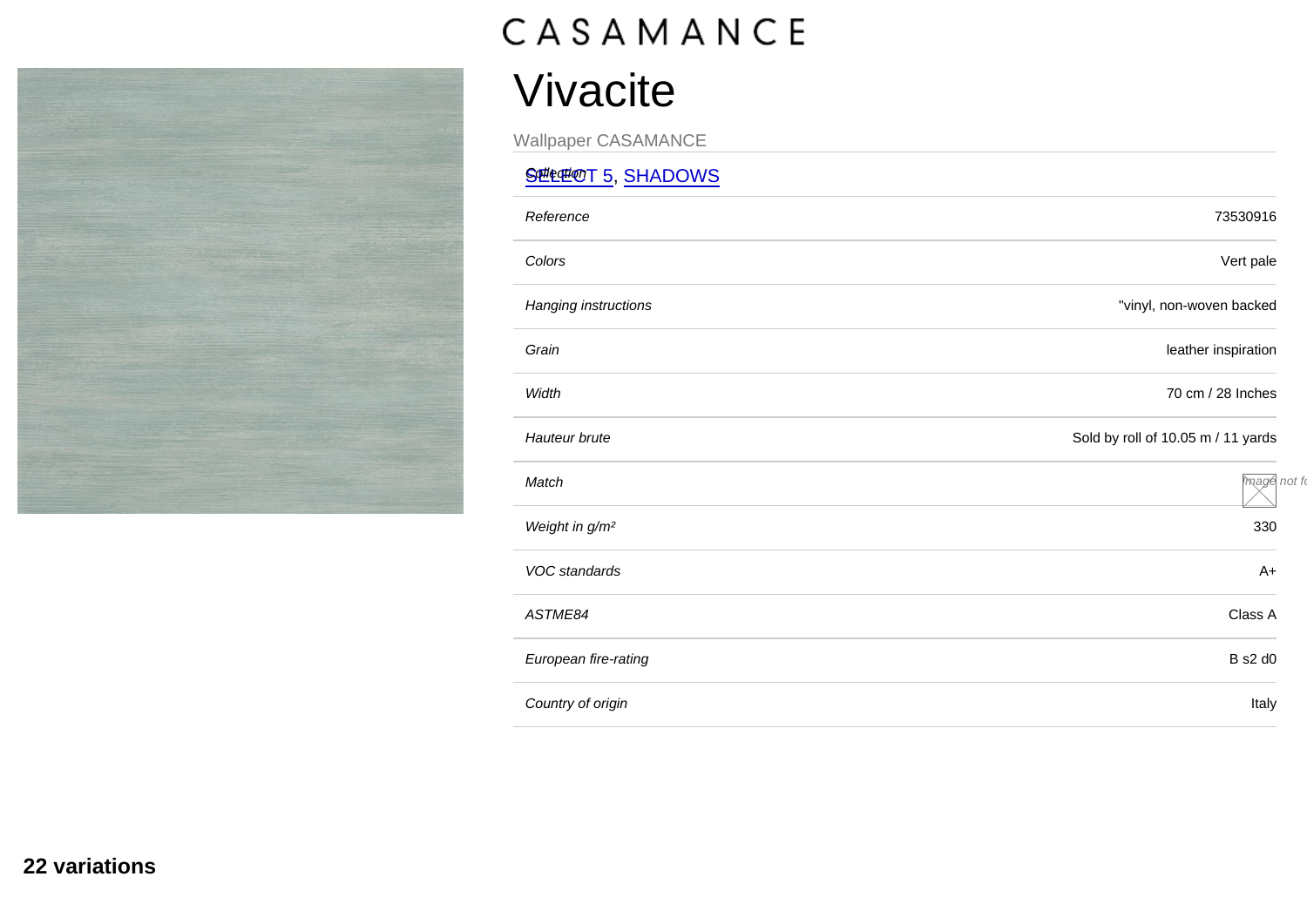CASAMANCE

# Vivacite

Wallpaper CASAMANCE

| | |
|---|---|
| *Collection* | SELECT 5, SHADOWS |
| *Reference* | 73530916 |
| *Colors* | Vert pale |
| *Hanging instructions* | "vinyl, non-woven backed |
| *Grain* | leather inspiration |
| *Width* | 70 cm / 28 Inches |
| *Hauteur brute* | Sold by roll of 10.05 m / 11 yards |
| *Match* | Image not fo |
| *Weight in g/m²* | 330 |
| *VOC standards* | A+ |
| *ASTME84* | Class A |
| *European fire-rating* | B s2 d0 |
| *Country of origin* | Italy |

**22 variations**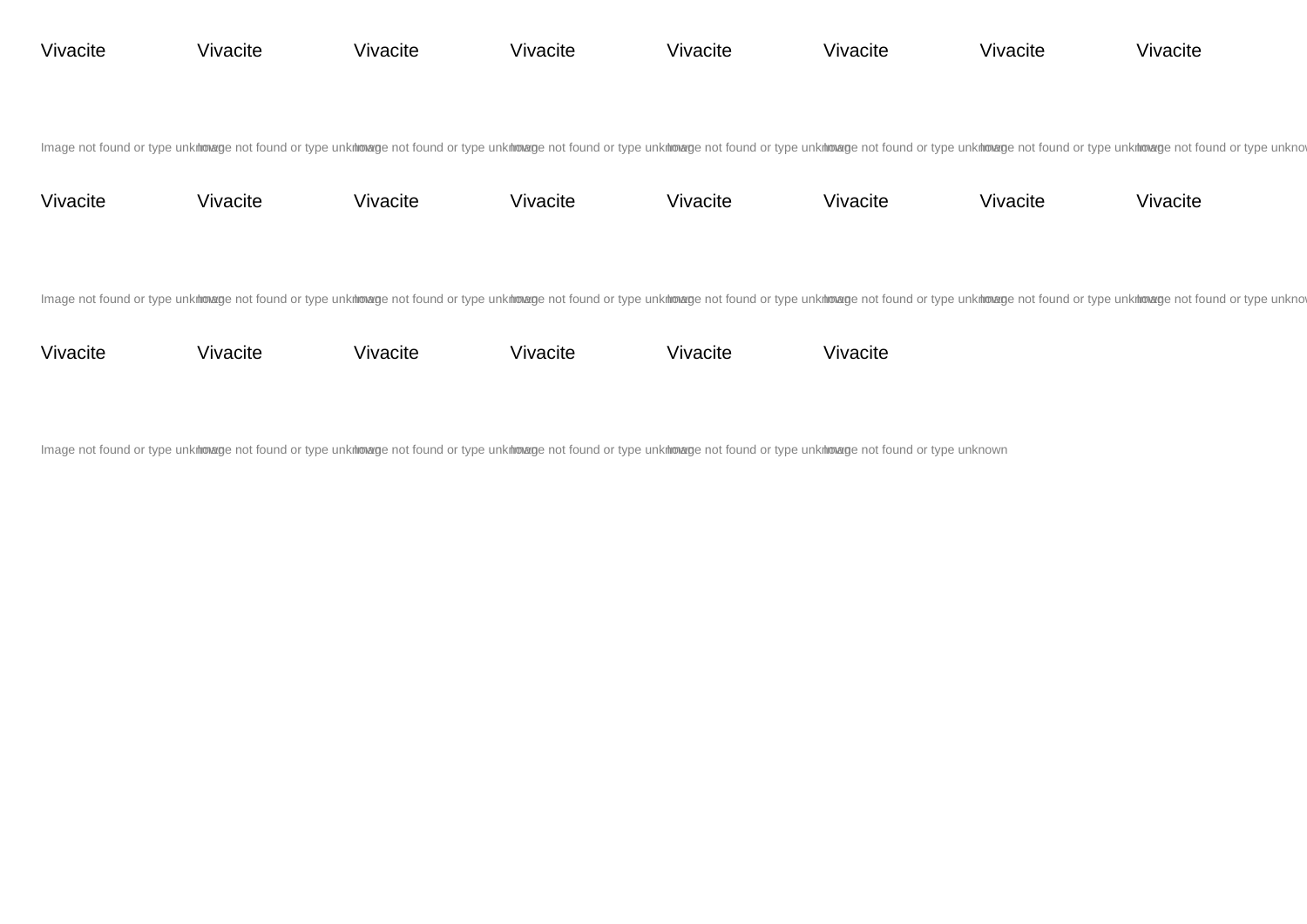| | | | | | | | |
|---|---|---|---|---|---|---|---|
| Vivacite | Vivacite | Vivacite | Vivacite | Vivacite | Vivacite | Vivacite | Vivacite |
| Image not found or type unknown | Image not found or type unknown | Image not found or type unknown | Image not found or type unknown | Image not found or type unknown | Image not found or type unknown | Image not found or type unknown | Image not found or type unknown |
| Vivacite | Vivacite | Vivacite | Vivacite | Vivacite | Vivacite | Vivacite | Vivacite |
| Image not found or type unknown | Image not found or type unknown | Image not found or type unknown | Image not found or type unknown | Image not found or type unknown | Image not found or type unknown | Image not found or type unknown | Image not found or type unknown |
| Vivacite | Vivacite | Vivacite | Vivacite | Vivacite | Vivacite | | |
| Image not found or type unknown | Image not found or type unknown | Image not found or type unknown | Image not found or type unknown | Image not found or type unknown | Image not found or type unknown | | |